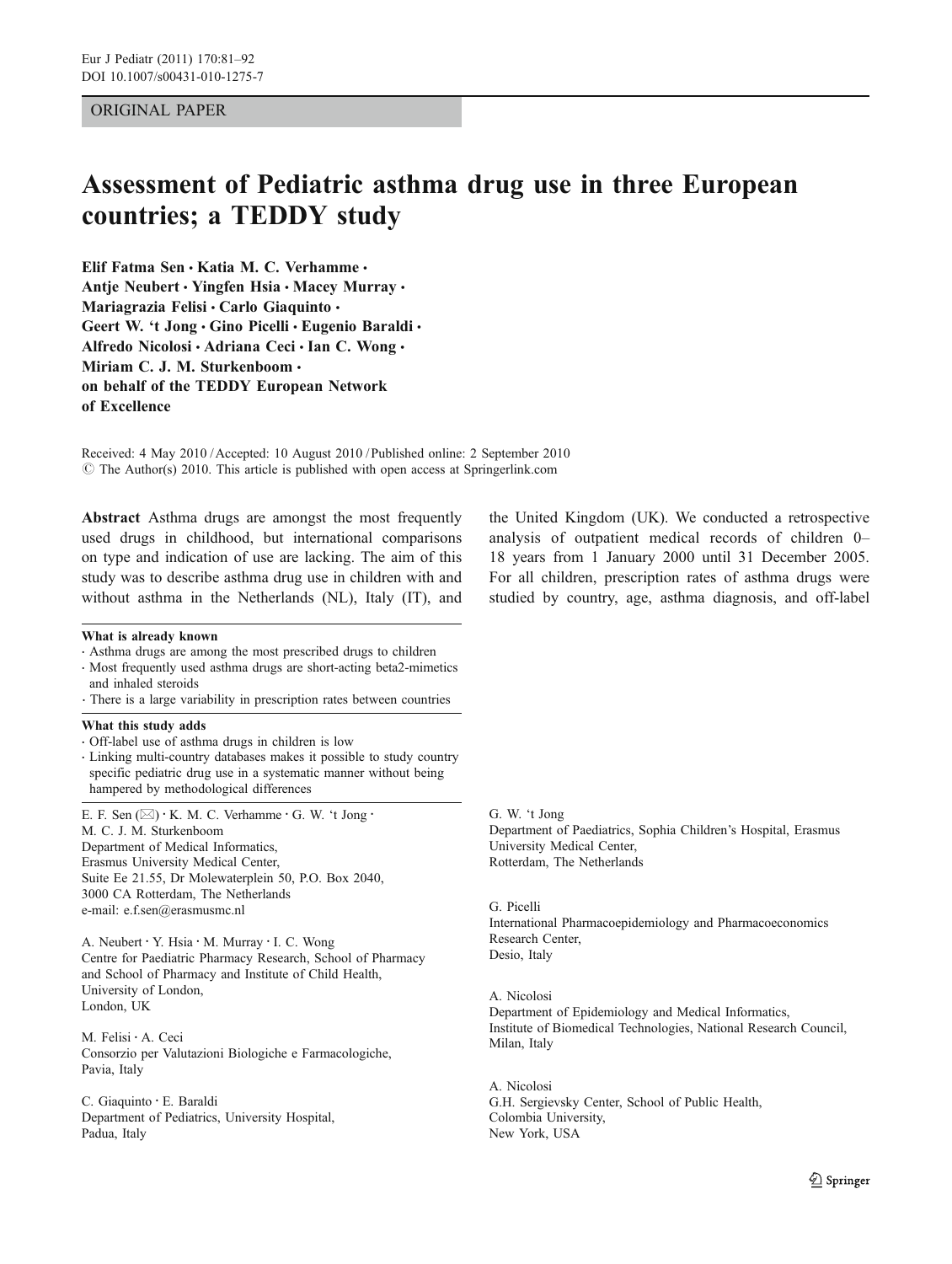ORIGINAL PAPER

# Assessment of Pediatric asthma drug use in three European countries; a TEDDY study

**Elif Fatma Sen · Katia M. C. Verhamme · Antje Neubert · Yingfen Hsia · Macey Murray · Mariagrazia Felisi · Carlo Giaquinto · Geert W. 't Jong · Gino Picelli · Eugenio Baraldi · Alfredo Nicolosi · Adriana Ceci · Ian C. Wong · Miriam C. J. M. Sturkenboom · on behalf of the TEDDY European Network of Excellence**

Received: 4 May 2010 / Accepted: 10 August 2010 / Published online: 2 September 2010
© The Author(s) 2010. This article is published with open access at Springerlink.com

**Abstract** Asthma drugs are amongst the most frequently used drugs in childhood, but international comparisons on type and indication of use are lacking. The aim of this study was to describe asthma drug use in children with and without asthma in the Netherlands (NL), Italy (IT), and the United Kingdom (UK). We conducted a retrospective analysis of outpatient medical records of children 0–18 years from 1 January 2000 until 31 December 2005. For all children, prescription rates of asthma drugs were studied by country, age, asthma diagnosis, and off-label

**What is already known**

- Asthma drugs are among the most prescribed drugs to children
- Most frequently used asthma drugs are short-acting beta2-mimetics and inhaled steroids
- There is a large variability in prescription rates between countries

**What this study adds**

- Off-label use of asthma drugs in children is low
- Linking multi-country databases makes it possible to study country specific pediatric drug use in a systematic manner without being hampered by methodological differences

E. F. Sen (✉) · K. M. C. Verhamme · G. W. 't Jong · M. C. J. M. Sturkenboom
Department of Medical Informatics, Erasmus University Medical Center, Suite Ee 21.55, Dr Molewaterplein 50, P.O. Box 2040, 3000 CA Rotterdam, The Netherlands
e-mail: e.f.sen@erasmusmc.nl

A. Neubert · Y. Hsia · M. Murray · I. C. Wong
Centre for Paediatric Pharmacy Research, School of Pharmacy and School of Pharmacy and Institute of Child Health, University of London, London, UK

M. Felisi · A. Ceci
Consorzio per Valutazioni Biologiche e Farmacologiche, Pavia, Italy

C. Giaquinto · E. Baraldi
Department of Pediatrics, University Hospital, Padua, Italy

G. W. 't Jong
Department of Paediatrics, Sophia Children's Hospital, Erasmus University Medical Center, Rotterdam, The Netherlands

G. Picelli
International Pharmacoepidemiology and Pharmacoeconomics Research Center, Desio, Italy

A. Nicolosi
Department of Epidemiology and Medical Informatics, Institute of Biomedical Technologies, National Research Council, Milan, Italy

A. Nicolosi
G.H. Sergievsky Center, School of Public Health, Colombia University, New York, USA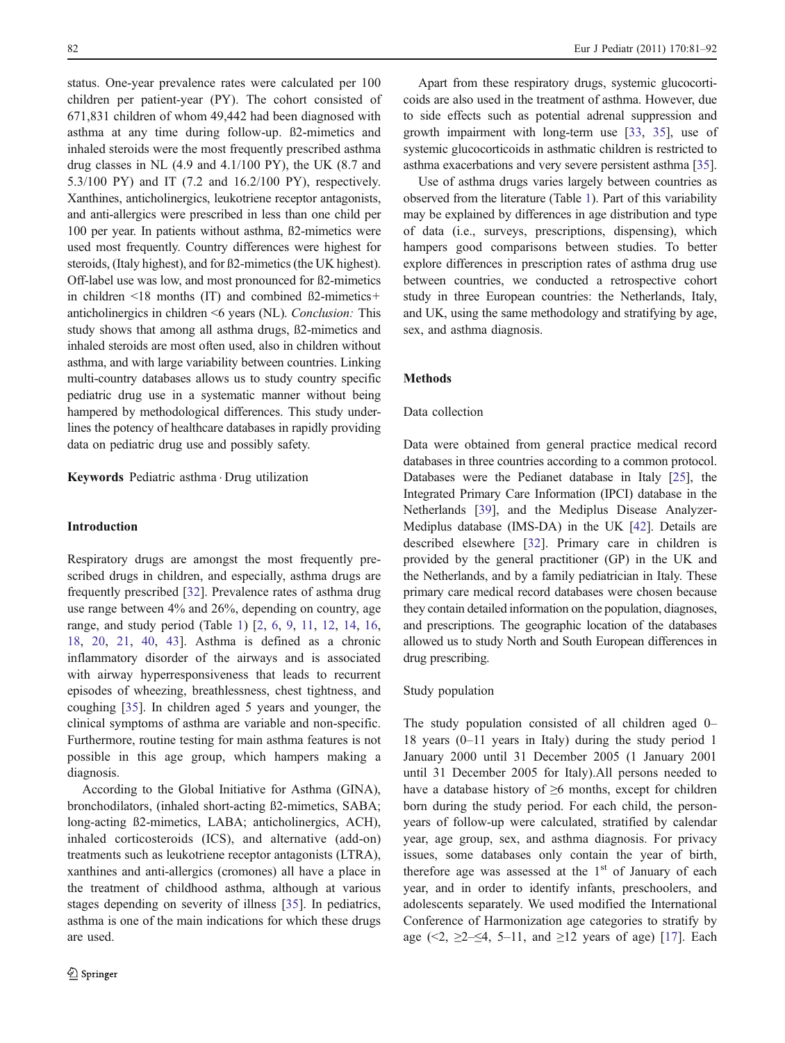status. One-year prevalence rates were calculated per 100 children per patient-year (PY). The cohort consisted of 671,831 children of whom 49,442 had been diagnosed with asthma at any time during follow-up. ß2-mimetics and inhaled steroids were the most frequently prescribed asthma drug classes in NL (4.9 and 4.1/100 PY), the UK (8.7 and 5.3/100 PY) and IT (7.2 and 16.2/100 PY), respectively. Xanthines, anticholinergics, leukotriene receptor antagonists, and anti-allergics were prescribed in less than one child per 100 per year. In patients without asthma, ß2-mimetics were used most frequently. Country differences were highest for steroids, (Italy highest), and for ß2-mimetics (the UK highest). Off-label use was low, and most pronounced for ß2-mimetics in children <18 months (IT) and combined ß2-mimetics+ anticholinergics in children <6 years (NL). *Conclusion:* This study shows that among all asthma drugs, ß2-mimetics and inhaled steroids are most often used, also in children without asthma, and with large variability between countries. Linking multi-country databases allows us to study country specific pediatric drug use in a systematic manner without being hampered by methodological differences. This study underlines the potency of healthcare databases in rapidly providing data on pediatric drug use and possibly safety.

**Keywords** Pediatric asthma · Drug utilization

## Introduction

Respiratory drugs are amongst the most frequently prescribed drugs in children, and especially, asthma drugs are frequently prescribed [32]. Prevalence rates of asthma drug use range between 4% and 26%, depending on country, age range, and study period (Table 1) [2, 6, 9, 11, 12, 14, 16, 18, 20, 21, 40, 43]. Asthma is defined as a chronic inflammatory disorder of the airways and is associated with airway hyperresponsiveness that leads to recurrent episodes of wheezing, breathlessness, chest tightness, and coughing [35]. In children aged 5 years and younger, the clinical symptoms of asthma are variable and non-specific. Furthermore, routine testing for main asthma features is not possible in this age group, which hampers making a diagnosis.

According to the Global Initiative for Asthma (GINA), bronchodilators, (inhaled short-acting ß2-mimetics, SABA; long-acting ß2-mimetics, LABA; anticholinergics, ACH), inhaled corticosteroids (ICS), and alternative (add-on) treatments such as leukotriene receptor antagonists (LTRA), xanthines and anti-allergics (cromones) all have a place in the treatment of childhood asthma, although at various stages depending on severity of illness [35]. In pediatrics, asthma is one of the main indications for which these drugs are used.

Apart from these respiratory drugs, systemic glucocorticoids are also used in the treatment of asthma. However, due to side effects such as potential adrenal suppression and growth impairment with long-term use [33, 35], use of systemic glucocorticoids in asthmatic children is restricted to asthma exacerbations and very severe persistent asthma [35].

Use of asthma drugs varies largely between countries as observed from the literature (Table 1). Part of this variability may be explained by differences in age distribution and type of data (i.e., surveys, prescriptions, dispensing), which hampers good comparisons between studies. To better explore differences in prescription rates of asthma drug use between countries, we conducted a retrospective cohort study in three European countries: the Netherlands, Italy, and UK, using the same methodology and stratifying by age, sex, and asthma diagnosis.

## Methods

### Data collection

Data were obtained from general practice medical record databases in three countries according to a common protocol. Databases were the Pedianet database in Italy [25], the Integrated Primary Care Information (IPCI) database in the Netherlands [39], and the Mediplus Disease Analyzer-Mediplus database (IMS-DA) in the UK [42]. Details are described elsewhere [32]. Primary care in children is provided by the general practitioner (GP) in the UK and the Netherlands, and by a family pediatrician in Italy. These primary care medical record databases were chosen because they contain detailed information on the population, diagnoses, and prescriptions. The geographic location of the databases allowed us to study North and South European differences in drug prescribing.

### Study population

The study population consisted of all children aged 0–18 years (0–11 years in Italy) during the study period 1 January 2000 until 31 December 2005 (1 January 2001 until 31 December 2005 for Italy).All persons needed to have a database history of ≥6 months, except for children born during the study period. For each child, the person-years of follow-up were calculated, stratified by calendar year, age group, sex, and asthma diagnosis. For privacy issues, some databases only contain the year of birth, therefore age was assessed at the 1st of January of each year, and in order to identify infants, preschoolers, and adolescents separately. We used modified the International Conference of Harmonization age categories to stratify by age (<2, ≥2–≤4, 5–11, and ≥12 years of age) [17]. Each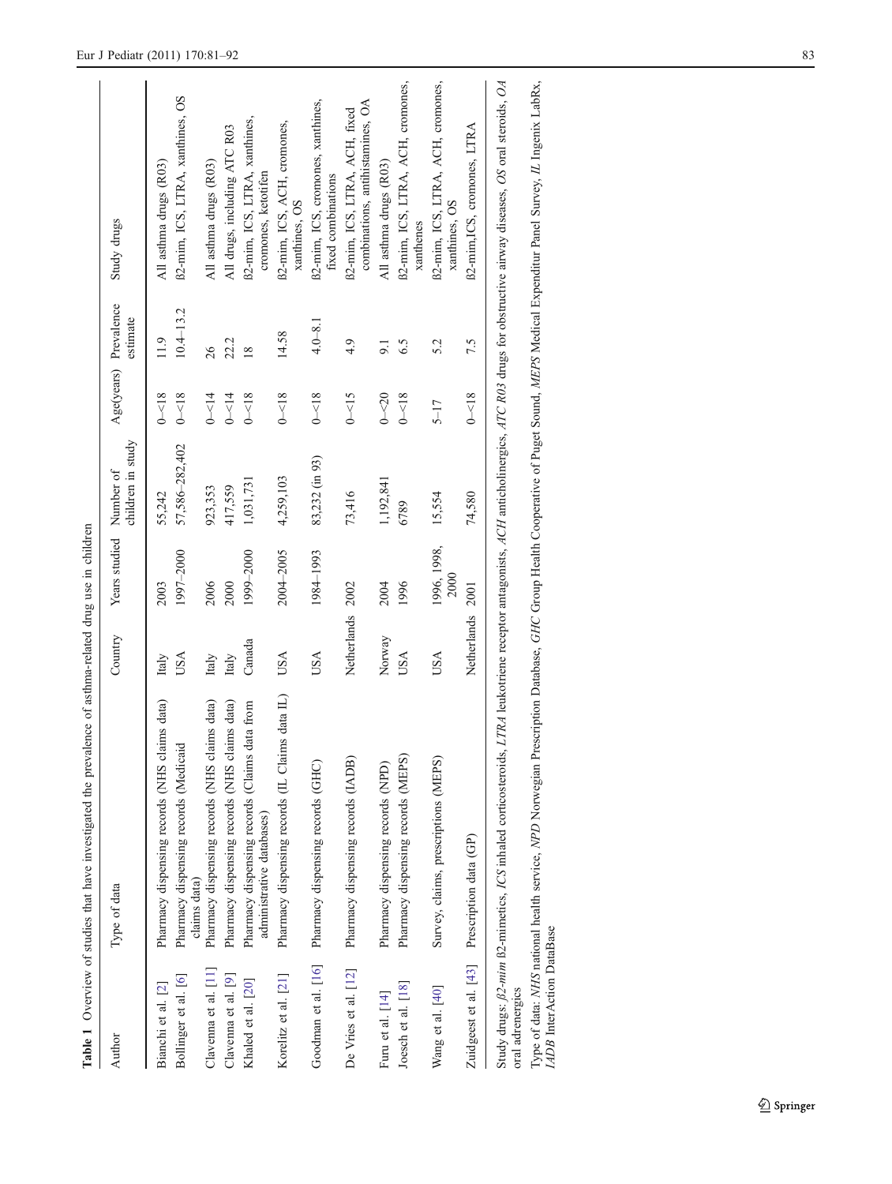**Table 1** Overview of studies that have investigated the prevalence of asthma-related drug use in children

| Author | Type of data | Country | Years studied | Number of children in study | Age(years) | Prevalence estimate | Study drugs |
|---|---|---|---|---|---|---|---|
| Bianchi et al. [2] | Pharmacy dispensing records (NHS claims data) | Italy | 2003 | 55,242 | 0–<18 | 11.9 | All asthma drugs (R03) |
| Bollinger et al. [6] | Pharmacy dispensing records (Medicaid claims data) | USA | 1997–2000 | 57,586–282,402 | 0–<18 | 10.4–13.2 | ß2-mim, ICS, LTRA, xanthines, OS |
| Clavenna et al. [11] | Pharmacy dispensing records (NHS claims data) | Italy | 2006 | 923,353 | 0–<14 | 26 | All asthma drugs (R03) |
| Clavenna et al. [9] | Pharmacy dispensing records (NHS claims data) | Italy | 2000 | 417,559 | 0–<14 | 22.2 | All drugs, including ATC R03 |
| Khaled et al. [20] | Pharmacy dispensing records (Claims data from administrative databases) | Canada | 1999–2000 | 1,031,731 | 0–<18 | 18 | ß2-mim, ICS, LTRA, xanthines, cromones, ketotifen |
| Korelitz et al. [21] | Pharmacy dispensing records (IL Claims data IL) | USA | 2004–2005 | 4,259,103 | 0–<18 | 14.58 | ß2-mim, ICS, ACH, cromones, xanthines, OS |
| Goodman et al. [16] | Pharmacy dispensing records (GHC) | USA | 1984–1993 | 83,232 (in 93) | 0–<18 | 4.0–8.1 | ß2-mim, ICS, cromones, xanthines, fixed combinations |
| De Vries et al. [12] | Pharmacy dispensing records (IADB) | Netherlands | 2002 | 73,416 | 0–<15 | 4.9 | ß2-mim, ICS, LTRA, ACH, fixed combinations, antihistamines, OA |
| Furu et al. [14] | Pharmacy dispensing records (NPD) | Norway | 2004 | 1,192,841 | 0–<20 | 9.1 | All asthma drugs (R03) |
| Joesch et al. [18] | Pharmacy dispensing records (MEPS) | USA | 1996 | 6789 | 0–<18 | 6.5 | ß2-mim, ICS, LTRA, ACH, cromones, xanthenes |
| Wang et al. [40] | Survey, claims, prescriptions (MEPS) | USA | 1996, 1998, 2000 | 15,554 | 5–17 | 5.2 | ß2-mim, ICS, LTRA, ACH, cromones, xanthines, OS |
| Zuidgeest et al. [43] | Prescription data (GP) | Netherlands | 2001 | 74,580 | 0–<18 | 7.5 | ß2-mim,ICS, cromones, LTRA |

Study drugs: *ß2-mim* ß2-mimetics, *ICS* inhaled corticosteroids, *LTRA* leukotriene receptor antagonists, *ACH* anticholinergics, *ATC R03* drugs for obstructive airway diseases, *OS* oral steroids, *OA* oral adrenergics

Type of data: *NHS* national health service, *NPD* Norwegian Prescription Database, *GHC* Group Health Cooperative of Puget Sound, *MEPS* Medical Expenditur Panel Survey, *IL* Ingenix LabRx, *IADB* InterAction DataBase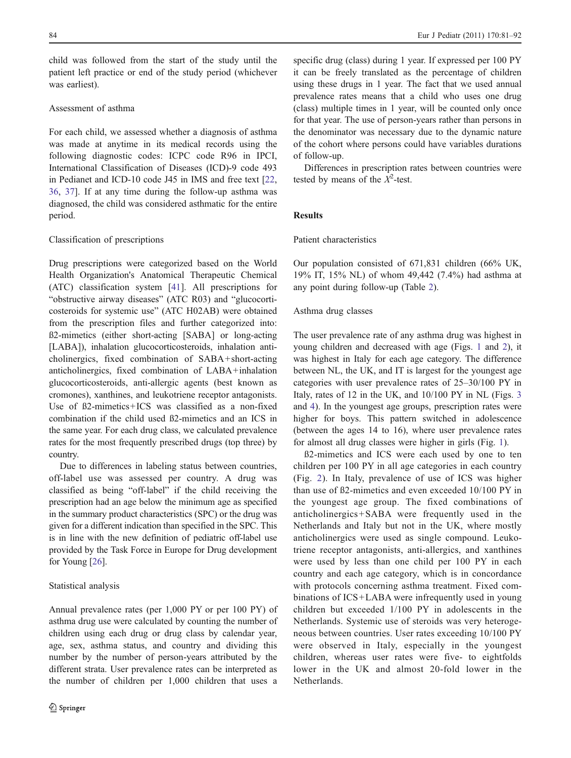child was followed from the start of the study until the patient left practice or end of the study period (whichever was earliest).

### Assessment of asthma

For each child, we assessed whether a diagnosis of asthma was made at anytime in its medical records using the following diagnostic codes: ICPC code R96 in IPCI, International Classification of Diseases (ICD)-9 code 493 in Pedianet and ICD-10 code J45 in IMS and free text [22, 36, 37]. If at any time during the follow-up asthma was diagnosed, the child was considered asthmatic for the entire period.

### Classification of prescriptions

Drug prescriptions were categorized based on the World Health Organization's Anatomical Therapeutic Chemical (ATC) classification system [41]. All prescriptions for "obstructive airway diseases" (ATC R03) and "glucocorticosteroids for systemic use" (ATC H02AB) were obtained from the prescription files and further categorized into: ß2-mimetics (either short-acting [SABA] or long-acting [LABA]), inhalation glucocorticosteroids, inhalation anticholinergics, fixed combination of SABA+short-acting anticholinergics, fixed combination of LABA+inhalation glucocorticosteroids, anti-allergic agents (best known as cromones), xanthines, and leukotriene receptor antagonists. Use of ß2-mimetics+ICS was classified as a non-fixed combination if the child used ß2-mimetics and an ICS in the same year. For each drug class, we calculated prevalence rates for the most frequently prescribed drugs (top three) by country.

Due to differences in labeling status between countries, off-label use was assessed per country. A drug was classified as being "off-label" if the child receiving the prescription had an age below the minimum age as specified in the summary product characteristics (SPC) or the drug was given for a different indication than specified in the SPC. This is in line with the new definition of pediatric off-label use provided by the Task Force in Europe for Drug development for Young [26].

### Statistical analysis

Annual prevalence rates (per 1,000 PY or per 100 PY) of asthma drug use were calculated by counting the number of children using each drug or drug class by calendar year, age, sex, asthma status, and country and dividing this number by the number of person-years attributed by the different strata. User prevalence rates can be interpreted as the number of children per 1,000 children that uses a specific drug (class) during 1 year. If expressed per 100 PY it can be freely translated as the percentage of children using these drugs in 1 year. The fact that we used annual prevalence rates means that a child who uses one drug (class) multiple times in 1 year, will be counted only once for that year. The use of person-years rather than persons in the denominator was necessary due to the dynamic nature of the cohort where persons could have variables durations of follow-up.

Differences in prescription rates between countries were tested by means of the $X^2$-test.

## Results

### Patient characteristics

Our population consisted of 671,831 children (66% UK, 19% IT, 15% NL) of whom 49,442 (7.4%) had asthma at any point during follow-up (Table 2).

### Asthma drug classes

The user prevalence rate of any asthma drug was highest in young children and decreased with age (Figs. 1 and 2), it was highest in Italy for each age category. The difference between NL, the UK, and IT is largest for the youngest age categories with user prevalence rates of 25–30/100 PY in Italy, rates of 12 in the UK, and 10/100 PY in NL (Figs. 3 and 4). In the youngest age groups, prescription rates were higher for boys. This pattern switched in adolescence (between the ages 14 to 16), where user prevalence rates for almost all drug classes were higher in girls (Fig. 1).

ß2-mimetics and ICS were each used by one to ten children per 100 PY in all age categories in each country (Fig. 2). In Italy, prevalence of use of ICS was higher than use of ß2-mimetics and even exceeded 10/100 PY in the youngest age group. The fixed combinations of anticholinergics+SABA were frequently used in the Netherlands and Italy but not in the UK, where mostly anticholinergics were used as single compound. Leukotriene receptor antagonists, anti-allergics, and xanthines were used by less than one child per 100 PY in each country and each age category, which is in concordance with protocols concerning asthma treatment. Fixed combinations of ICS+LABA were infrequently used in young children but exceeded 1/100 PY in adolescents in the Netherlands. Systemic use of steroids was very heterogeneous between countries. User rates exceeding 10/100 PY were observed in Italy, especially in the youngest children, whereas user rates were five- to eightfolds lower in the UK and almost 20-fold lower in the Netherlands.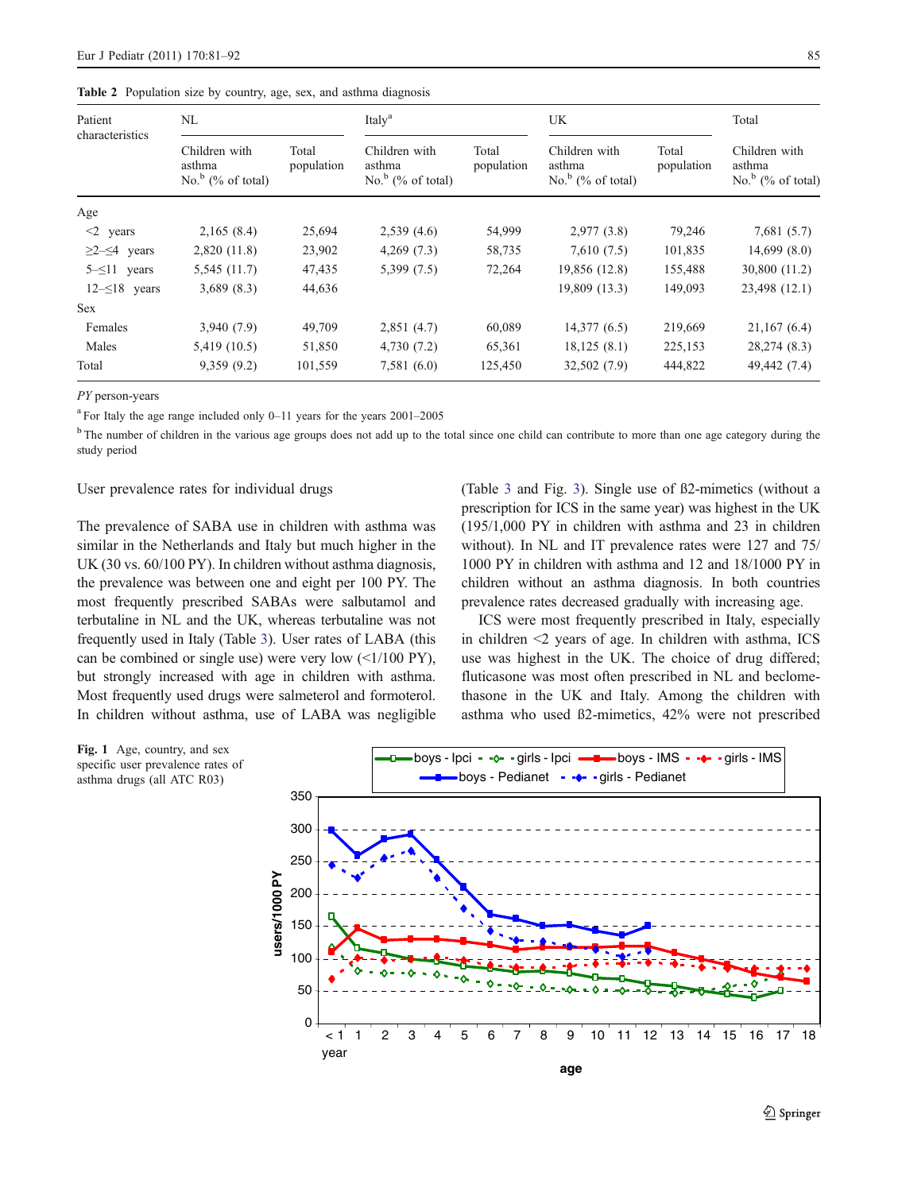**Table 2** Population size by country, age, sex, and asthma diagnosis

| Patient characteristics | NL | | Italy[a] | | UK | | Total |
|---|---|---|---|---|---|---|---|
| | Children with asthma No.[b] (% of total) | Total population | Children with asthma No.[b] (% of total) | Total population | Children with asthma No.[b] (% of total) | Total population | Children with asthma No.[b] (% of total) |
| Age | | | | | | | |
| <2 years | 2,165 (8.4) | 25,694 | 2,539 (4.6) | 54,999 | 2,977 (3.8) | 79,246 | 7,681 (5.7) |
| ≥2–≤4 years | 2,820 (11.8) | 23,902 | 4,269 (7.3) | 58,735 | 7,610 (7.5) | 101,835 | 14,699 (8.0) |
| 5–≤11 years | 5,545 (11.7) | 47,435 | 5,399 (7.5) | 72,264 | 19,856 (12.8) | 155,488 | 30,800 (11.2) |
| 12–≤18 years | 3,689 (8.3) | 44,636 | | | 19,809 (13.3) | 149,093 | 23,498 (12.1) |
| Sex | | | | | | | |
| Females | 3,940 (7.9) | 49,709 | 2,851 (4.7) | 60,089 | 14,377 (6.5) | 219,669 | 21,167 (6.4) |
| Males | 5,419 (10.5) | 51,850 | 4,730 (7.2) | 65,361 | 18,125 (8.1) | 225,153 | 28,274 (8.3) |
| Total | 9,359 (9.2) | 101,559 | 7,581 (6.0) | 125,450 | 32,502 (7.9) | 444,822 | 49,442 (7.4) |

*PY* person-years

[a] For Italy the age range included only 0–11 years for the years 2001–2005

[b] The number of children in the various age groups does not add up to the total since one child can contribute to more than one age category during the study period

### User prevalence rates for individual drugs

The prevalence of SABA use in children with asthma was similar in the Netherlands and Italy but much higher in the UK (30 vs. 60/100 PY). In children without asthma diagnosis, the prevalence was between one and eight per 100 PY. The most frequently prescribed SABAs were salbutamol and terbutaline in NL and the UK, whereas terbutaline was not frequently used in Italy (Table 3). User rates of LABA (this can be combined or single use) were very low (<1/100 PY), but strongly increased with age in children with asthma. Most frequently used drugs were salmeterol and formoterol. In children without asthma, use of LABA was negligible (Table 3 and Fig. 3). Single use of ß2-mimetics (without a prescription for ICS in the same year) was highest in the UK (195/1,000 PY in children with asthma and 23 in children without). In NL and IT prevalence rates were 127 and 75/1000 PY in children with asthma and 12 and 18/1000 PY in children without an asthma diagnosis. In both countries prevalence rates decreased gradually with increasing age.

ICS were most frequently prescribed in Italy, especially in children <2 years of age. In children with asthma, ICS use was highest in the UK. The choice of drug differed; fluticasone was most often prescribed in NL and beclomethasone in the UK and Italy. Among the children with asthma who used ß2-mimetics, 42% were not prescribed

**Fig. 1** Age, country, and sex specific user prevalence rates of asthma drugs (all ATC R03)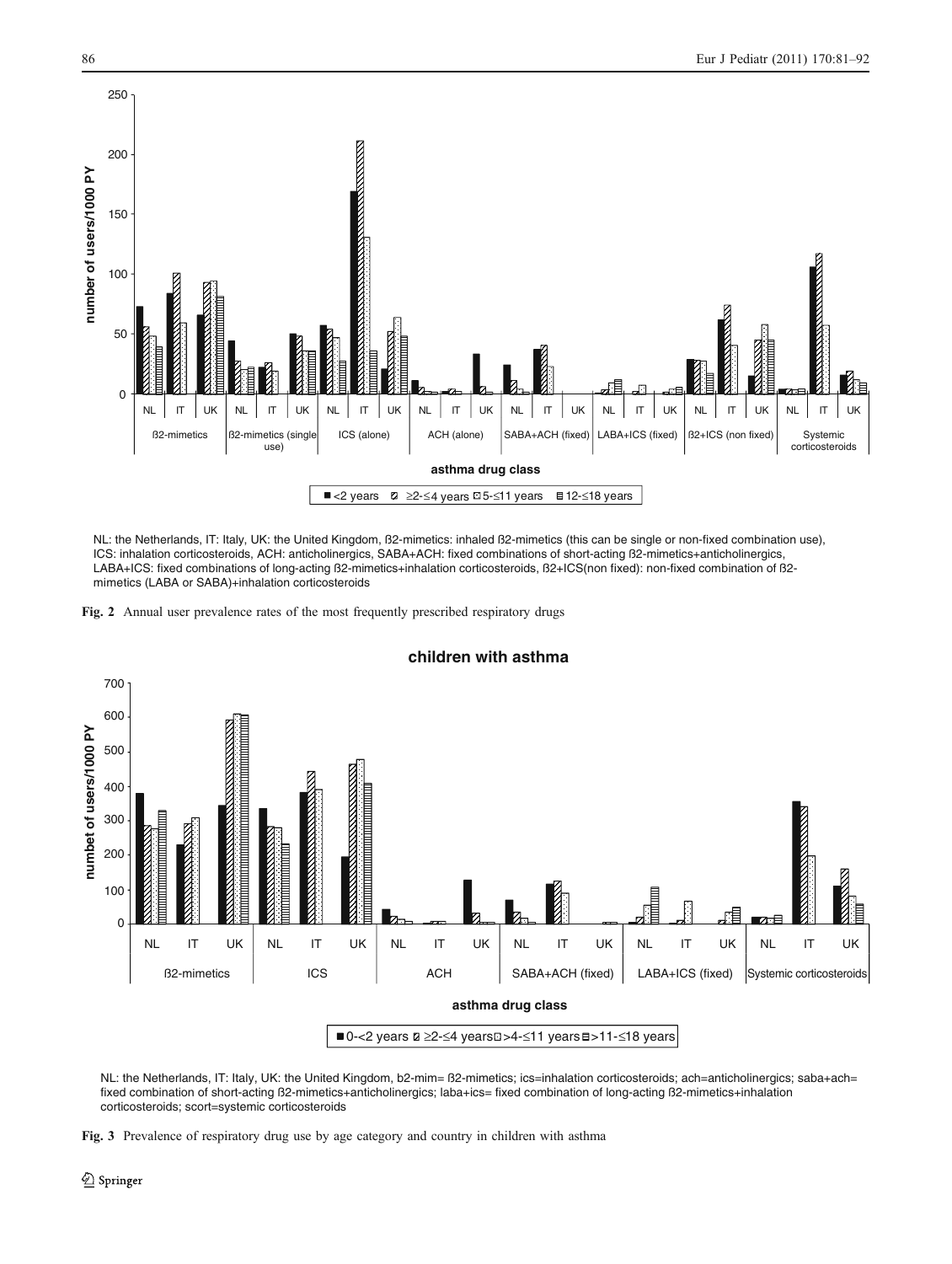NL: the Netherlands, IT: Italy, UK: the United Kingdom, ß2-mimetics: inhaled ß2-mimetics (this can be single or non-fixed combination use), ICS: inhalation corticosteroids, ACH: anticholinergics, SABA+ACH: fixed combinations of short-acting ß2-mimetics+anticholinergics, LABA+ICS: fixed combinations of long-acting ß2-mimetics+inhalation corticosteroids, ß2+ICS(non fixed): non-fixed combination of ß2-mimetics (LABA or SABA)+inhalation corticosteroids

**Fig. 2** Annual user prevalence rates of the most frequently prescribed respiratory drugs

NL: the Netherlands, IT: Italy, UK: the United Kingdom, b2-mim= ß2-mimetics; ics=inhalation corticosteroids; ach=anticholinergics; saba+ach= fixed combination of short-acting ß2-mimetics+anticholinergics; laba+ics= fixed combination of long-acting ß2-mimetics+inhalation corticosteroids; scort=systemic corticosteroids

**Fig. 3** Prevalence of respiratory drug use by age category and country in children with asthma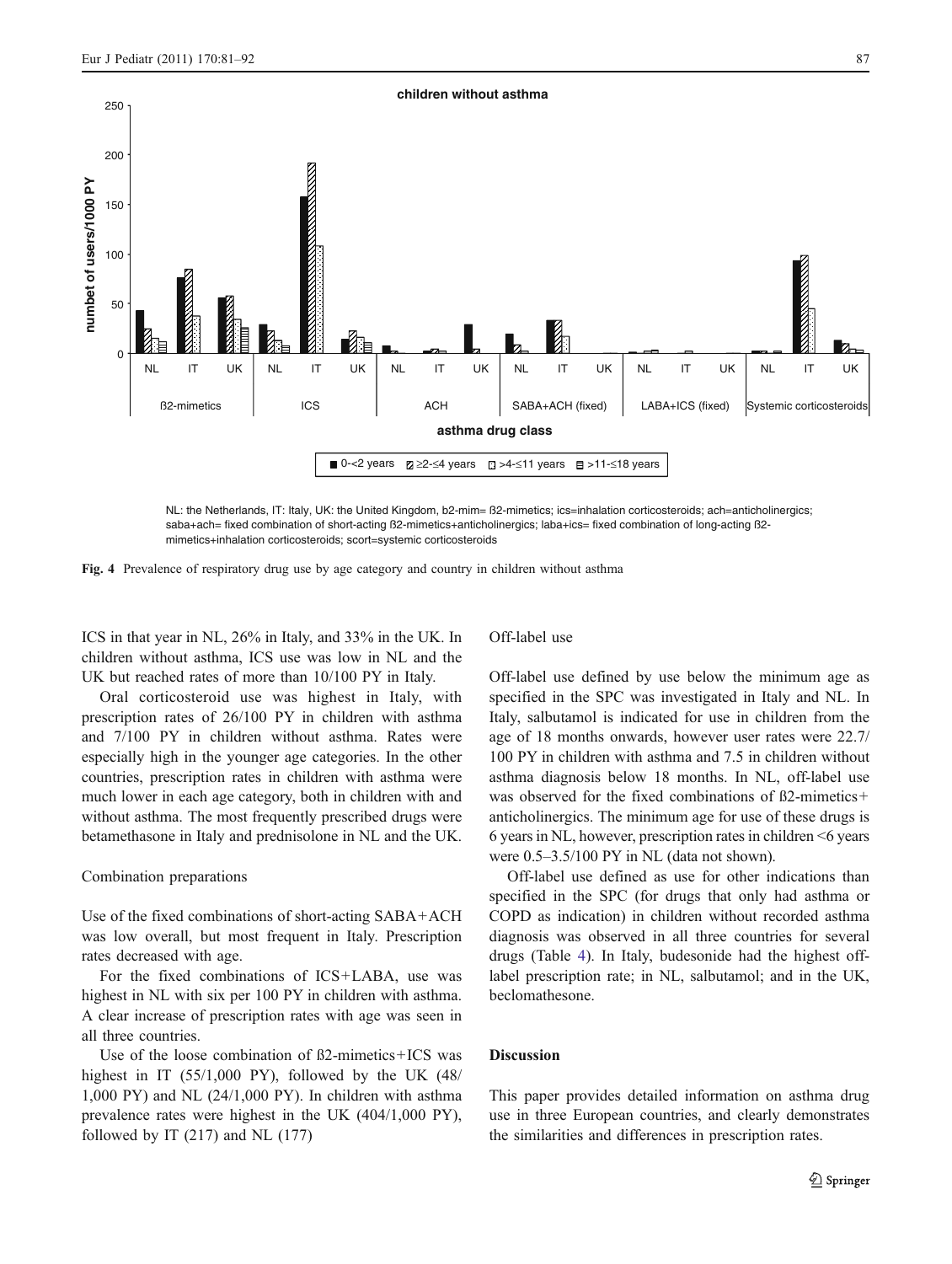children without asthma

NL: the Netherlands, IT: Italy, UK: the United Kingdom, b2-mim= ß2-mimetics; ics=inhalation corticosteroids; ach=anticholinergics; saba+ach= fixed combination of short-acting ß2-mimetics+anticholinergics; laba+ics= fixed combination of long-acting ß2-mimetics+inhalation corticosteroids; scort=systemic corticosteroids

**Fig. 4** Prevalence of respiratory drug use by age category and country in children without asthma

ICS in that year in NL, 26% in Italy, and 33% in the UK. In children without asthma, ICS use was low in NL and the UK but reached rates of more than 10/100 PY in Italy.

Oral corticosteroid use was highest in Italy, with prescription rates of 26/100 PY in children with asthma and 7/100 PY in children without asthma. Rates were especially high in the younger age categories. In the other countries, prescription rates in children with asthma were much lower in each age category, both in children with and without asthma. The most frequently prescribed drugs were betamethasone in Italy and prednisolone in NL and the UK.

### Combination preparations

Use of the fixed combinations of short-acting SABA+ACH was low overall, but most frequent in Italy. Prescription rates decreased with age.

For the fixed combinations of ICS+LABA, use was highest in NL with six per 100 PY in children with asthma. A clear increase of prescription rates with age was seen in all three countries.

Use of the loose combination of ß2-mimetics+ICS was highest in IT (55/1,000 PY), followed by the UK (48/1,000 PY) and NL (24/1,000 PY). In children with asthma prevalence rates were highest in the UK (404/1,000 PY), followed by IT (217) and NL (177)

### Off-label use

Off-label use defined by use below the minimum age as specified in the SPC was investigated in Italy and NL. In Italy, salbutamol is indicated for use in children from the age of 18 months onwards, however user rates were 22.7/100 PY in children with asthma and 7.5 in children without asthma diagnosis below 18 months. In NL, off-label use was observed for the fixed combinations of ß2-mimetics+anticholinergics. The minimum age for use of these drugs is 6 years in NL, however, prescription rates in children <6 years were 0.5–3.5/100 PY in NL (data not shown).

Off-label use defined as use for other indications than specified in the SPC (for drugs that only had asthma or COPD as indication) in children without recorded asthma diagnosis was observed in all three countries for several drugs (Table 4). In Italy, budesonide had the highest off-label prescription rate; in NL, salbutamol; and in the UK, beclomathesone.

## Discussion

This paper provides detailed information on asthma drug use in three European countries, and clearly demonstrates the similarities and differences in prescription rates.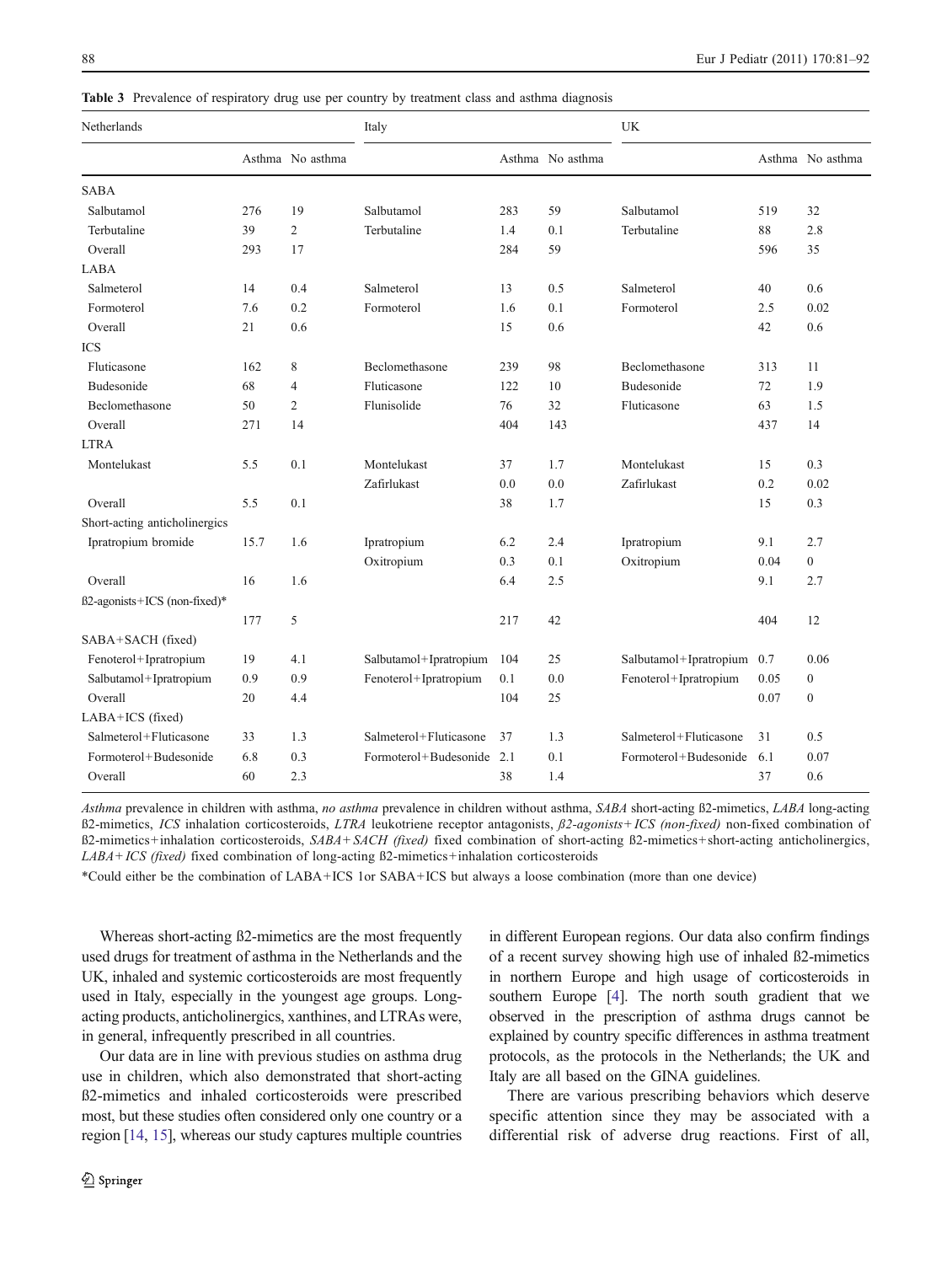**Table 3** Prevalence of respiratory drug use per country by treatment class and asthma diagnosis

| Netherlands | | | Italy | | | UK | | |
|---|---|---|---|---|---|---|---|---|
| | Asthma | No asthma | | Asthma | No asthma | | Asthma | No asthma |
| SABA | | | | | | | | |
| Salbutamol | 276 | 19 | Salbutamol | 283 | 59 | Salbutamol | 519 | 32 |
| Terbutaline | 39 | 2 | Terbutaline | 1.4 | 0.1 | Terbutaline | 88 | 2.8 |
| Overall | 293 | 17 | | 284 | 59 | | 596 | 35 |
| LABA | | | | | | | | |
| Salmeterol | 14 | 0.4 | Salmeterol | 13 | 0.5 | Salmeterol | 40 | 0.6 |
| Formoterol | 7.6 | 0.2 | Formoterol | 1.6 | 0.1 | Formoterol | 2.5 | 0.02 |
| Overall | 21 | 0.6 | | 15 | 0.6 | | 42 | 0.6 |
| ICS | | | | | | | | |
| Fluticasone | 162 | 8 | Beclomethasone | 239 | 98 | Beclomethasone | 313 | 11 |
| Budesonide | 68 | 4 | Fluticasone | 122 | 10 | Budesonide | 72 | 1.9 |
| Beclomethasone | 50 | 2 | Flunisolide | 76 | 32 | Fluticasone | 63 | 1.5 |
| Overall | 271 | 14 | | 404 | 143 | | 437 | 14 |
| LTRA | | | | | | | | |
| Montelukast | 5.5 | 0.1 | Montelukast | 37 | 1.7 | Montelukast | 15 | 0.3 |
| | | | Zafirlukast | 0.0 | 0.0 | Zafirlukast | 0.2 | 0.02 |
| Overall | 5.5 | 0.1 | | 38 | 1.7 | | 15 | 0.3 |
| Short-acting anticholinergics | | | | | | | | |
| Ipratropium bromide | 15.7 | 1.6 | Ipratropium | 6.2 | 2.4 | Ipratropium | 9.1 | 2.7 |
| | | | Oxitropium | 0.3 | 0.1 | Oxitropium | 0.04 | 0 |
| Overall | 16 | 1.6 | | 6.4 | 2.5 | | 9.1 | 2.7 |
| ß2-agonists+ICS (non-fixed)* | | | | | | | | |
| | 177 | 5 | | 217 | 42 | | 404 | 12 |
| SABA+SACH (fixed) | | | | | | | | |
| Fenoterol+Ipratropium | 19 | 4.1 | Salbutamol+Ipratropium | 104 | 25 | Salbutamol+Ipratropium | 0.7 | 0.06 |
| Salbutamol+Ipratropium | 0.9 | 0.9 | Fenoterol+Ipratropium | 0.1 | 0.0 | Fenoterol+Ipratropium | 0.05 | 0 |
| Overall | 20 | 4.4 | | 104 | 25 | | 0.07 | 0 |
| LABA+ICS (fixed) | | | | | | | | |
| Salmeterol+Fluticasone | 33 | 1.3 | Salmeterol+Fluticasone | 37 | 1.3 | Salmeterol+Fluticasone | 31 | 0.5 |
| Formoterol+Budesonide | 6.8 | 0.3 | Formoterol+Budesonide | 2.1 | 0.1 | Formoterol+Budesonide | 6.1 | 0.07 |
| Overall | 60 | 2.3 | | 38 | 1.4 | | 37 | 0.6 |

*Asthma* prevalence in children with asthma, *no asthma* prevalence in children without asthma, *SABA* short-acting ß2-mimetics, *LABA* long-acting ß2-mimetics, *ICS* inhalation corticosteroids, *LTRA* leukotriene receptor antagonists, *ß2-agonists+ICS (non-fixed)* non-fixed combination of ß2-mimetics+inhalation corticosteroids, *SABA+SACH (fixed)* fixed combination of short-acting ß2-mimetics+short-acting anticholinergics, *LABA+ICS (fixed)* fixed combination of long-acting ß2-mimetics+inhalation corticosteroids

*Could either be the combination of LABA+ICS 1or SABA+ICS but always a loose combination (more than one device)

Whereas short-acting ß2-mimetics are the most frequently used drugs for treatment of asthma in the Netherlands and the UK, inhaled and systemic corticosteroids are most frequently used in Italy, especially in the youngest age groups. Long-acting products, anticholinergics, xanthines, and LTRAs were, in general, infrequently prescribed in all countries.

Our data are in line with previous studies on asthma drug use in children, which also demonstrated that short-acting ß2-mimetics and inhaled corticosteroids were prescribed most, but these studies often considered only one country or a region [14, 15], whereas our study captures multiple countries in different European regions. Our data also confirm findings of a recent survey showing high use of inhaled ß2-mimetics in northern Europe and high usage of corticosteroids in southern Europe [4]. The north south gradient that we observed in the prescription of asthma drugs cannot be explained by country specific differences in asthma treatment protocols, as the protocols in the Netherlands; the UK and Italy are all based on the GINA guidelines.

There are various prescribing behaviors which deserve specific attention since they may be associated with a differential risk of adverse drug reactions. First of all,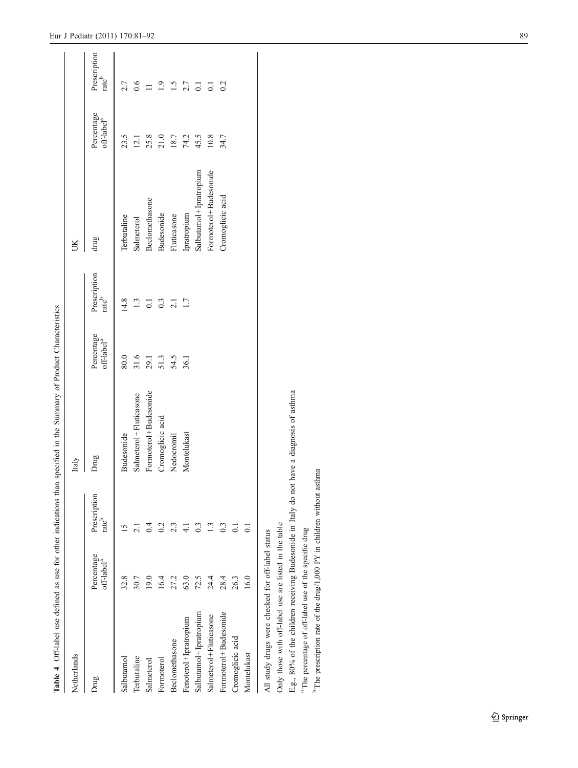**Table 4** Off-label use defined as use for other indications than specified in the Summary of Product Characteristics

| Netherlands | | | Italy | | | UK | | |
|---|---|---|---|---|---|---|---|---|
| Drug | Percentage off-label[a] | Prescription rate[b] | Drug | Percentage off-label[a] | Prescription rate[b] | drug | Percentage off-label[a] | Prescription rate[b] |
| Salbutamol | 32.8 | 15 | Budesonide | 80.0 | 14.8 | Terbutaline | 23.5 | 2.7 |
| Terbutaline | 30.7 | 2.1 | Salmeterol+Fluticasone | 31.6 | 1.3 | Salmeterol | 12.1 | 0.6 |
| Salmeterol | 19.0 | 0.4 | Formoterol+Budesonide | 29.1 | 0.1 | Beclomethasone | 25.8 | 11 |
| Formoterol | 16.4 | 0.2 | Cromoglicic acid | 51.3 | 0.3 | Budesonide | 21.0 | 1.9 |
| Beclomethasone | 27.2 | 2.3 | Nedocromil | 54.5 | 2.1 | Fluticasone | 18.7 | 1.5 |
| Fenoterol+Ipratropium | 63.0 | 4.1 | Montelukast | 36.1 | 1.7 | Ipratropium | 74.2 | 2.7 |
| Salbutamol+Ipratropium | 72.5 | 0.3 | | | | Salbutamol+Ipratropium | 45.5 | 0.1 |
| Salmeterol+Fluticasone | 24.4 | 1.3 | | | | Formoterol+Budesonide | 10.8 | 0.1 |
| Formoterol+Budesonide | 28.4 | 0.3 | | | | Cromoglicic acid | 34.7 | 0.2 |
| Cromoglicic acid | 26.3 | 0.1 | | | | | | |
| Montelukast | 16.0 | 0.1 | | | | | | |

All study drugs were checked for off-label status

Only those with off-label use are listed in the table

E.g., 80% of the children receiving Budesonide in Italy do not have a diagnosis of asthma

[a] The percentage of off-label use of the specific drug

[b] The prescription rate of the drug/1,000 PY in children without asthma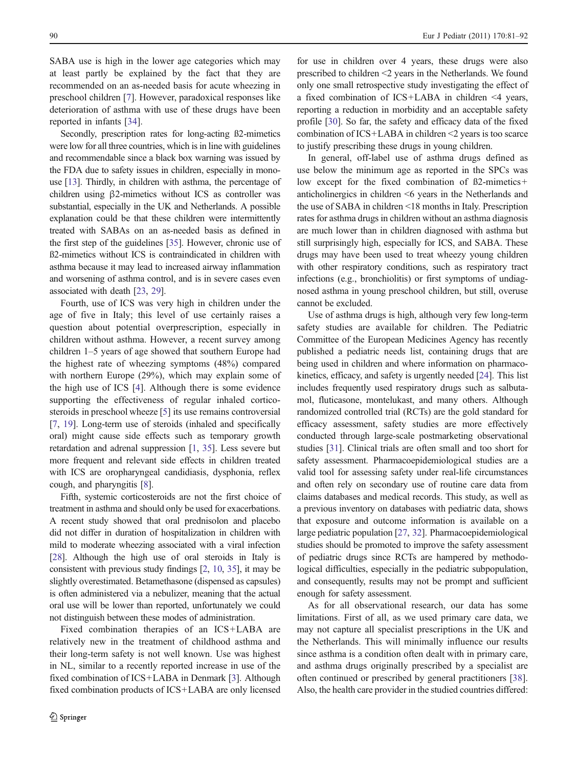SABA use is high in the lower age categories which may at least partly be explained by the fact that they are recommended on an as-needed basis for acute wheezing in preschool children [7]. However, paradoxical responses like deterioration of asthma with use of these drugs have been reported in infants [34].

Secondly, prescription rates for long-acting ß2-mimetics were low for all three countries, which is in line with guidelines and recommendable since a black box warning was issued by the FDA due to safety issues in children, especially in mono-use [13]. Thirdly, in children with asthma, the percentage of children using β2-mimetics without ICS as controller was substantial, especially in the UK and Netherlands. A possible explanation could be that these children were intermittently treated with SABAs on an as-needed basis as defined in the first step of the guidelines [35]. However, chronic use of ß2-mimetics without ICS is contraindicated in children with asthma because it may lead to increased airway inflammation and worsening of asthma control, and is in severe cases even associated with death [23, 29].

Fourth, use of ICS was very high in children under the age of five in Italy; this level of use certainly raises a question about potential overprescription, especially in children without asthma. However, a recent survey among children 1–5 years of age showed that southern Europe had the highest rate of wheezing symptoms (48%) compared with northern Europe (29%), which may explain some of the high use of ICS [4]. Although there is some evidence supporting the effectiveness of regular inhaled corticosteroids in preschool wheeze [5] its use remains controversial [7, 19]. Long-term use of steroids (inhaled and specifically oral) might cause side effects such as temporary growth retardation and adrenal suppression [1, 35]. Less severe but more frequent and relevant side effects in children treated with ICS are oropharyngeal candidiasis, dysphonia, reflex cough, and pharyngitis [8].

Fifth, systemic corticosteroids are not the first choice of treatment in asthma and should only be used for exacerbations. A recent study showed that oral prednisolon and placebo did not differ in duration of hospitalization in children with mild to moderate wheezing associated with a viral infection [28]. Although the high use of oral steroids in Italy is consistent with previous study findings [2, 10, 35], it may be slightly overestimated. Betamethasone (dispensed as capsules) is often administered via a nebulizer, meaning that the actual oral use will be lower than reported, unfortunately we could not distinguish between these modes of administration.

Fixed combination therapies of an ICS+LABA are relatively new in the treatment of childhood asthma and their long-term safety is not well known. Use was highest in NL, similar to a recently reported increase in use of the fixed combination of ICS+LABA in Denmark [3]. Although fixed combination products of ICS+LABA are only licensed for use in children over 4 years, these drugs were also prescribed to children <2 years in the Netherlands. We found only one small retrospective study investigating the effect of a fixed combination of ICS+LABA in children <4 years, reporting a reduction in morbidity and an acceptable safety profile [30]. So far, the safety and efficacy data of the fixed combination of ICS+LABA in children <2 years is too scarce to justify prescribing these drugs in young children.

In general, off-label use of asthma drugs defined as use below the minimum age as reported in the SPCs was low except for the fixed combination of ß2-mimetics+anticholinergics in children <6 years in the Netherlands and the use of SABA in children <18 months in Italy. Prescription rates for asthma drugs in children without an asthma diagnosis are much lower than in children diagnosed with asthma but still surprisingly high, especially for ICS, and SABA. These drugs may have been used to treat wheezy young children with other respiratory conditions, such as respiratory tract infections (e.g., bronchiolitis) or first symptoms of undiagnosed asthma in young preschool children, but still, overuse cannot be excluded.

Use of asthma drugs is high, although very few long-term safety studies are available for children. The Pediatric Committee of the European Medicines Agency has recently published a pediatric needs list, containing drugs that are being used in children and where information on pharmacokinetics, efficacy, and safety is urgently needed [24]. This list includes frequently used respiratory drugs such as salbutamol, fluticasone, montelukast, and many others. Although randomized controlled trial (RCTs) are the gold standard for efficacy assessment, safety studies are more effectively conducted through large-scale postmarketing observational studies [31]. Clinical trials are often small and too short for safety assessment. Pharmacoepidemiological studies are a valid tool for assessing safety under real-life circumstances and often rely on secondary use of routine care data from claims databases and medical records. This study, as well as a previous inventory on databases with pediatric data, shows that exposure and outcome information is available on a large pediatric population [27, 32]. Pharmacoepidemiological studies should be promoted to improve the safety assessment of pediatric drugs since RCTs are hampered by methodological difficulties, especially in the pediatric subpopulation, and consequently, results may not be prompt and sufficient enough for safety assessment.

As for all observational research, our data has some limitations. First of all, as we used primary care data, we may not capture all specialist prescriptions in the UK and the Netherlands. This will minimally influence our results since asthma is a condition often dealt with in primary care, and asthma drugs originally prescribed by a specialist are often continued or prescribed by general practitioners [38]. Also, the health care provider in the studied countries differed: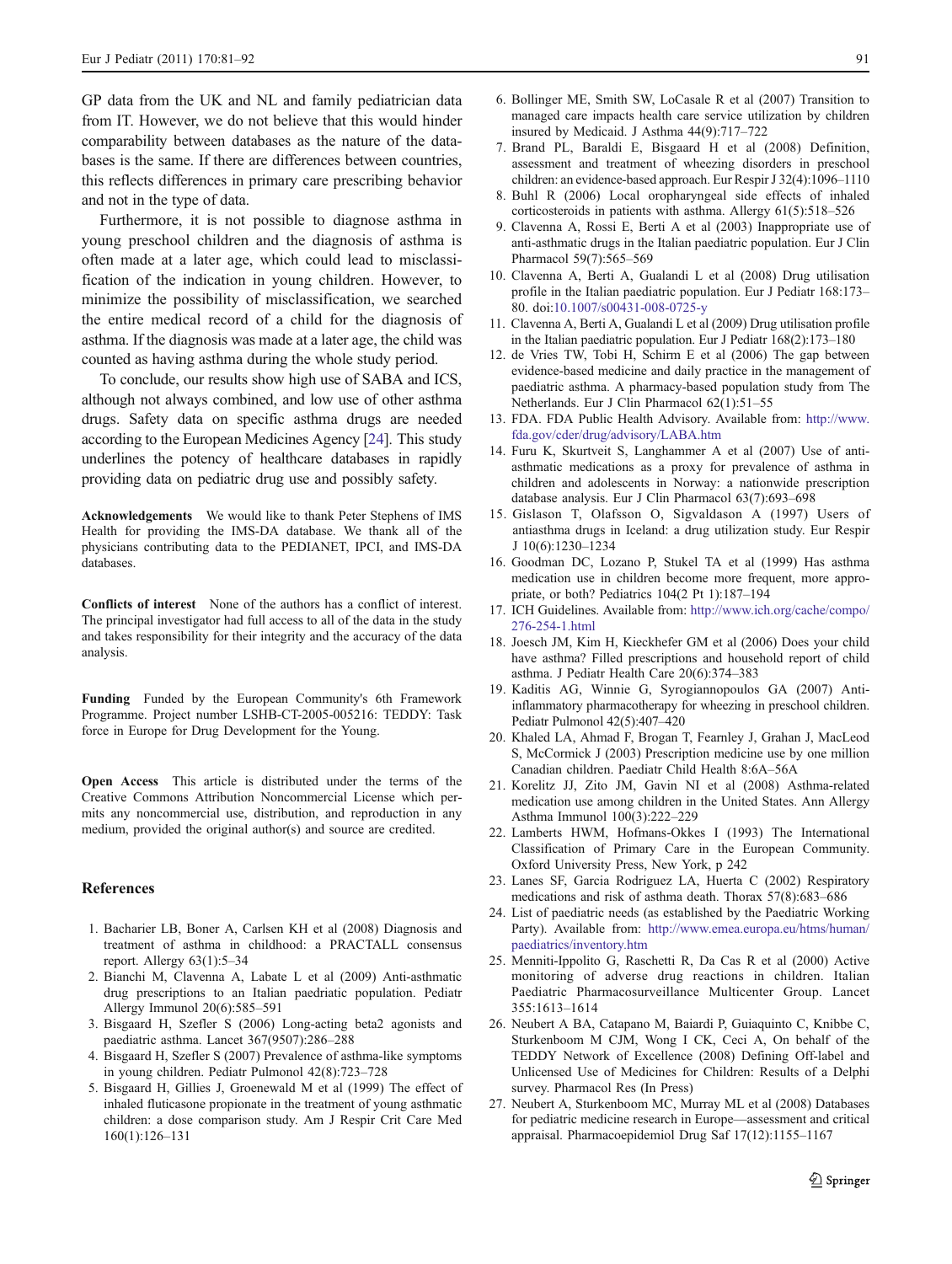GP data from the UK and NL and family pediatrician data from IT. However, we do not believe that this would hinder comparability between databases as the nature of the databases is the same. If there are differences between countries, this reflects differences in primary care prescribing behavior and not in the type of data.

Furthermore, it is not possible to diagnose asthma in young preschool children and the diagnosis of asthma is often made at a later age, which could lead to misclassification of the indication in young children. However, to minimize the possibility of misclassification, we searched the entire medical record of a child for the diagnosis of asthma. If the diagnosis was made at a later age, the child was counted as having asthma during the whole study period.

To conclude, our results show high use of SABA and ICS, although not always combined, and low use of other asthma drugs. Safety data on specific asthma drugs are needed according to the European Medicines Agency [24]. This study underlines the potency of healthcare databases in rapidly providing data on pediatric drug use and possibly safety.

**Acknowledgements** We would like to thank Peter Stephens of IMS Health for providing the IMS-DA database. We thank all of the physicians contributing data to the PEDIANET, IPCI, and IMS-DA databases.

**Conflicts of interest** None of the authors has a conflict of interest. The principal investigator had full access to all of the data in the study and takes responsibility for their integrity and the accuracy of the data analysis.

**Funding** Funded by the European Community's 6th Framework Programme. Project number LSHB-CT-2005-005216: TEDDY: Task force in Europe for Drug Development for the Young.

**Open Access** This article is distributed under the terms of the Creative Commons Attribution Noncommercial License which permits any noncommercial use, distribution, and reproduction in any medium, provided the original author(s) and source are credited.

## References

1. Bacharier LB, Boner A, Carlsen KH et al (2008) Diagnosis and treatment of asthma in childhood: a PRACTALL consensus report. Allergy 63(1):5–34
2. Bianchi M, Clavenna A, Labate L et al (2009) Anti-asthmatic drug prescriptions to an Italian paediatric population. Pediatr Allergy Immunol 20(6):585–591
3. Bisgaard H, Szefler S (2006) Long-acting beta2 agonists and paediatric asthma. Lancet 367(9507):286–288
4. Bisgaard H, Szefler S (2007) Prevalence of asthma-like symptoms in young children. Pediatr Pulmonol 42(8):723–728
5. Bisgaard H, Gillies J, Groenewald M et al (1999) The effect of inhaled fluticasone propionate in the treatment of young asthmatic children: a dose comparison study. Am J Respir Crit Care Med 160(1):126–131
6. Bollinger ME, Smith SW, LoCasale R et al (2007) Transition to managed care impacts health care service utilization by children insured by Medicaid. J Asthma 44(9):717–722
7. Brand PL, Baraldi E, Bisgaard H et al (2008) Definition, assessment and treatment of wheezing disorders in preschool children: an evidence-based approach. Eur Respir J 32(4):1096–1110
8. Buhl R (2006) Local oropharyngeal side effects of inhaled corticosteroids in patients with asthma. Allergy 61(5):518–526
9. Clavenna A, Rossi E, Berti A et al (2003) Inappropriate use of anti-asthmatic drugs in the Italian paediatric population. Eur J Clin Pharmacol 59(7):565–569
10. Clavenna A, Berti A, Gualandi L et al (2008) Drug utilisation profile in the Italian paediatric population. Eur J Pediatr 168:173–80. doi:10.1007/s00431-008-0725-y
11. Clavenna A, Berti A, Gualandi L et al (2009) Drug utilisation profile in the Italian paediatric population. Eur J Pediatr 168(2):173–180
12. de Vries TW, Tobi H, Schirm E et al (2006) The gap between evidence-based medicine and daily practice in the management of paediatric asthma. A pharmacy-based population study from The Netherlands. Eur J Clin Pharmacol 62(1):51–55
13. FDA. FDA Public Health Advisory. Available from: http://www.fda.gov/cder/drug/advisory/LABA.htm
14. Furu K, Skurtveit S, Langhammer A et al (2007) Use of anti-asthmatic medications as a proxy for prevalence of asthma in children and adolescents in Norway: a nationwide prescription database analysis. Eur J Clin Pharmacol 63(7):693–698
15. Gislason T, Olafsson O, Sigvaldason A (1997) Users of antiasthma drugs in Iceland: a drug utilization study. Eur Respir J 10(6):1230–1234
16. Goodman DC, Lozano P, Stukel TA et al (1999) Has asthma medication use in children become more frequent, more appropriate, or both? Pediatrics 104(2 Pt 1):187–194
17. ICH Guidelines. Available from: http://www.ich.org/cache/compo/276-254-1.html
18. Joesch JM, Kim H, Kieckhefer GM et al (2006) Does your child have asthma? Filled prescriptions and household report of child asthma. J Pediatr Health Care 20(6):374–383
19. Kaditis AG, Winnie G, Syrogiannopoulos GA (2007) Anti-inflammatory pharmacotherapy for wheezing in preschool children. Pediatr Pulmonol 42(5):407–420
20. Khaled LA, Ahmad F, Brogan T, Fearnley J, Grahan J, MacLeod S, McCormick J (2003) Prescription medicine use by one million Canadian children. Paediatr Child Health 8:6A–56A
21. Korelitz JJ, Zito JM, Gavin NI et al (2008) Asthma-related medication use among children in the United States. Ann Allergy Asthma Immunol 100(3):222–229
22. Lamberts HWM, Hofmans-Okkes I (1993) The International Classification of Primary Care in the European Community. Oxford University Press, New York, p 242
23. Lanes SF, Garcia Rodriguez LA, Huerta C (2002) Respiratory medications and risk of asthma death. Thorax 57(8):683–686
24. List of paediatric needs (as established by the Paediatric Working Party). Available from: http://www.emea.europa.eu/htms/human/paediatrics/inventory.htm
25. Menniti-Ippolito G, Raschetti R, Da Cas R et al (2000) Active monitoring of adverse drug reactions in children. Italian Paediatric Pharmacosurveillance Multicenter Group. Lancet 355:1613–1614
26. Neubert A BA, Catapano M, Baiardi P, Guiaquinto C, Knibbe C, Sturkenboom M CJM, Wong I CK, Ceci A, On behalf of the TEDDY Network of Excellence (2008) Defining Off-label and Unlicensed Use of Medicines for Children: Results of a Delphi survey. Pharmacol Res (In Press)
27. Neubert A, Sturkenboom MC, Murray ML et al (2008) Databases for pediatric medicine research in Europe—assessment and critical appraisal. Pharmacoepidemiol Drug Saf 17(12):1155–1167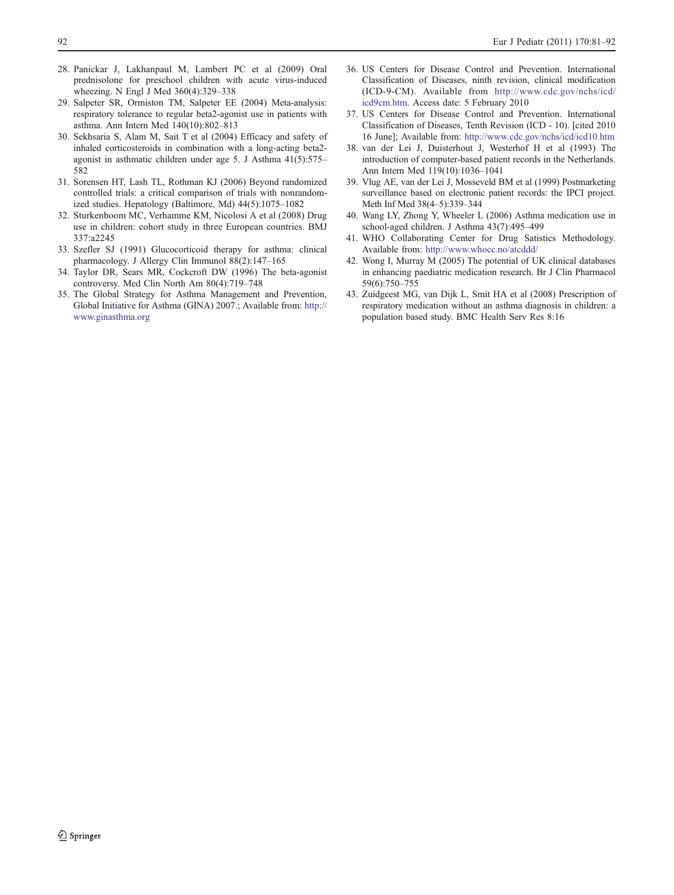28. Panickar J, Lakhanpaul M, Lambert PC et al (2009) Oral prednisolone for preschool children with acute virus-induced wheezing. N Engl J Med 360(4):329–338
29. Salpeter SR, Ormiston TM, Salpeter EE (2004) Meta-analysis: respiratory tolerance to regular beta2-agonist use in patients with asthma. Ann Intern Med 140(10):802–813
30. Sekhsaria S, Alam M, Sait T et al (2004) Efficacy and safety of inhaled corticosteroids in combination with a long-acting beta2-agonist in asthmatic children under age 5. J Asthma 41(5):575–582
31. Sorensen HT, Lash TL, Rothman KJ (2006) Beyond randomized controlled trials: a critical comparison of trials with nonrandomized studies. Hepatology (Baltimore, Md) 44(5):1075–1082
32. Sturkenboom MC, Verhamme KM, Nicolosi A et al (2008) Drug use in children: cohort study in three European countries. BMJ 337:a2245
33. Szefler SJ (1991) Glucocorticoid therapy for asthma: clinical pharmacology. J Allergy Clin Immunol 88(2):147–165
34. Taylor DR, Sears MR, Cockcroft DW (1996) The beta-agonist controversy. Med Clin North Am 80(4):719–748
35. The Global Strategy for Asthma Management and Prevention, Global Initiative for Asthma (GINA) 2007.; Available from: http://www.ginasthma.org
36. US Centers for Disease Control and Prevention. International Classification of Diseases, ninth revision, clinical modification (ICD-9-CM). Available from http://www.cdc.gov/nchs/icd/icd9cm.htm. Access date: 5 February 2010
37. US Centers for Disease Control and Prevention. International Classification of Diseases, Tenth Revision (ICD - 10). [cited 2010 16 June]; Available from: http://www.cdc.gov/nchs/icd/icd10.htm
38. van der Lei J, Duisterhout J, Westerhof H et al (1993) The introduction of computer-based patient records in the Netherlands. Ann Intern Med 119(10):1036–1041
39. Vlug AE, van der Lei J, Mosseveld BM et al (1999) Postmarketing surveillance based on electronic patient records: the IPCI project. Meth Inf Med 38(4–5):339–344
40. Wang LY, Zhong Y, Wheeler L (2006) Asthma medication use in school-aged children. J Asthma 43(7):495–499
41. WHO Collaborating Center for Drug Satistics Methodology. Available from: http://www.whocc.no/atcddd/
42. Wong I, Murray M (2005) The potential of UK clinical databases in enhancing paediatric medication research. Br J Clin Pharmacol 59(6):750–755
43. Zuidgeest MG, van Dijk L, Smit HA et al (2008) Prescription of respiratory medication without an asthma diagnosis in children: a population based study. BMC Health Serv Res 8:16